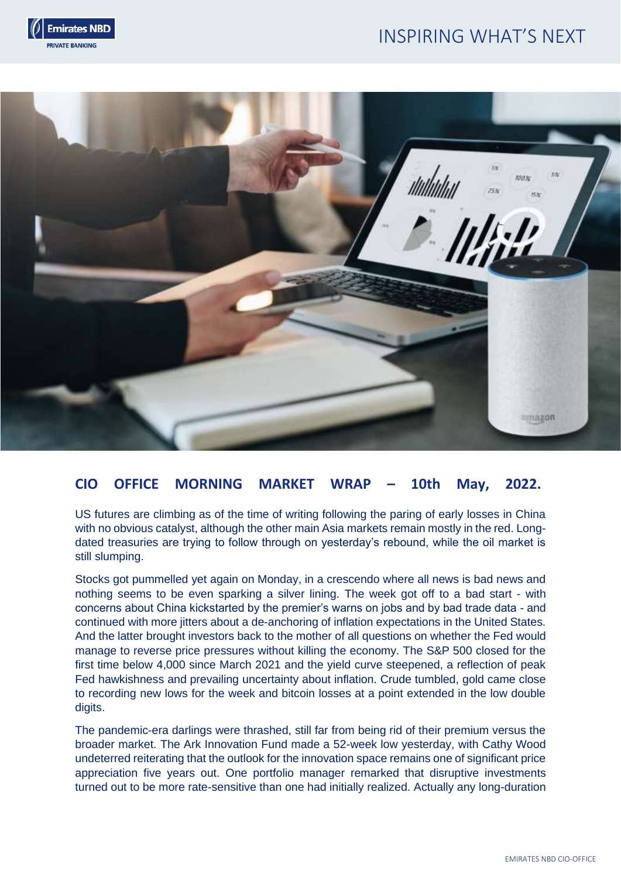## CIO OFFICE MORNING MARKET WRAP – 10th May, 2022.

US futures are climbing as of the time of writing following the paring of early losses in China with no obvious catalyst, although the other main Asia markets remain mostly in the red. Long-dated treasuries are trying to follow through on yesterday's rebound, while the oil market is still slumping.

Stocks got pummelled yet again on Monday, in a crescendo where all news is bad news and nothing seems to be even sparking a silver lining. The week got off to a bad start - with concerns about China kickstarted by the premier's warns on jobs and by bad trade data - and continued with more jitters about a de-anchoring of inflation expectations in the United States. And the latter brought investors back to the mother of all questions on whether the Fed would manage to reverse price pressures without killing the economy. The S&P 500 closed for the first time below 4,000 since March 2021 and the yield curve steepened, a reflection of peak Fed hawkishness and prevailing uncertainty about inflation. Crude tumbled, gold came close to recording new lows for the week and bitcoin losses at a point extended in the low double digits.

The pandemic-era darlings were thrashed, still far from being rid of their premium versus the broader market. The Ark Innovation Fund made a 52-week low yesterday, with Cathy Wood undeterred reiterating that the outlook for the innovation space remains one of significant price appreciation five years out. One portfolio manager remarked that disruptive investments turned out to be more rate-sensitive than one had initially realized. Actually any long-duration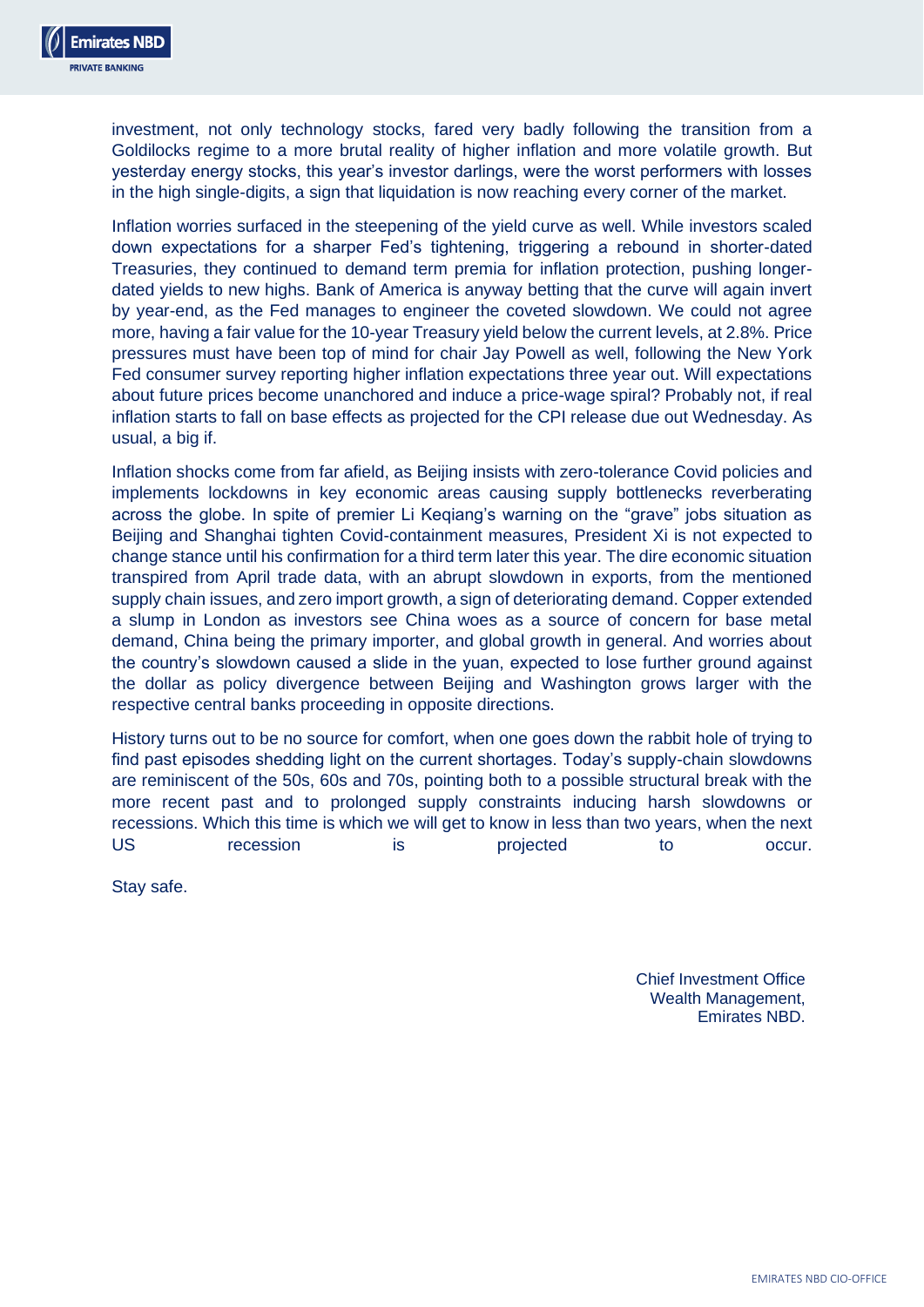investment, not only technology stocks, fared very badly following the transition from a Goldilocks regime to a more brutal reality of higher inflation and more volatile growth. But yesterday energy stocks, this year's investor darlings, were the worst performers with losses in the high single-digits, a sign that liquidation is now reaching every corner of the market.

Inflation worries surfaced in the steepening of the yield curve as well. While investors scaled down expectations for a sharper Fed's tightening, triggering a rebound in shorter-dated Treasuries, they continued to demand term premia for inflation protection, pushing longer-dated yields to new highs. Bank of America is anyway betting that the curve will again invert by year-end, as the Fed manages to engineer the coveted slowdown. We could not agree more, having a fair value for the 10-year Treasury yield below the current levels, at 2.8%. Price pressures must have been top of mind for chair Jay Powell as well, following the New York Fed consumer survey reporting higher inflation expectations three year out. Will expectations about future prices become unanchored and induce a price-wage spiral? Probably not, if real inflation starts to fall on base effects as projected for the CPI release due out Wednesday. As usual, a big if.

Inflation shocks come from far afield, as Beijing insists with zero-tolerance Covid policies and implements lockdowns in key economic areas causing supply bottlenecks reverberating across the globe. In spite of premier Li Keqiang's warning on the "grave" jobs situation as Beijing and Shanghai tighten Covid-containment measures, President Xi is not expected to change stance until his confirmation for a third term later this year. The dire economic situation transpired from April trade data, with an abrupt slowdown in exports, from the mentioned supply chain issues, and zero import growth, a sign of deteriorating demand. Copper extended a slump in London as investors see China woes as a source of concern for base metal demand, China being the primary importer, and global growth in general. And worries about the country's slowdown caused a slide in the yuan, expected to lose further ground against the dollar as policy divergence between Beijing and Washington grows larger with the respective central banks proceeding in opposite directions.

History turns out to be no source for comfort, when one goes down the rabbit hole of trying to find past episodes shedding light on the current shortages. Today's supply-chain slowdowns are reminiscent of the 50s, 60s and 70s, pointing both to a possible structural break with the more recent past and to prolonged supply constraints inducing harsh slowdowns or recessions. Which this time is which we will get to know in less than two years, when the next US recession is projected to occur.

Stay safe.

Chief Investment Office
Wealth Management,
Emirates NBD.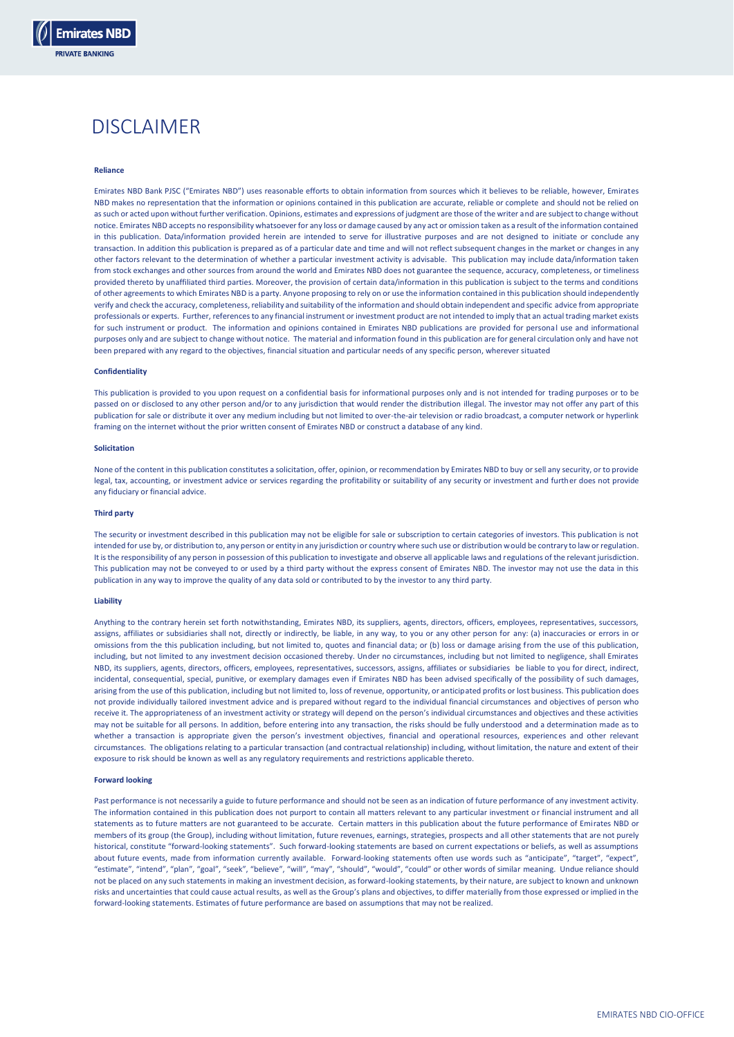# DISCLAIMER

**Reliance**

Emirates NBD Bank PJSC ("Emirates NBD") uses reasonable efforts to obtain information from sources which it believes to be reliable, however, Emirates NBD makes no representation that the information or opinions contained in this publication are accurate, reliable or complete and should not be relied on as such or acted upon without further verification. Opinions, estimates and expressions of judgment are those of the writer and are subject to change without notice. Emirates NBD accepts no responsibility whatsoever for any loss or damage caused by any act or omission taken as a result of the information contained in this publication. Data/information provided herein are intended to serve for illustrative purposes and are not designed to initiate or conclude any transaction. In addition this publication is prepared as of a particular date and time and will not reflect subsequent changes in the market or changes in any other factors relevant to the determination of whether a particular investment activity is advisable. This publication may include data/information taken from stock exchanges and other sources from around the world and Emirates NBD does not guarantee the sequence, accuracy, completeness, or timeliness provided thereto by unaffiliated third parties. Moreover, the provision of certain data/information in this publication is subject to the terms and conditions of other agreements to which Emirates NBD is a party. Anyone proposing to rely on or use the information contained in this publication should independently verify and check the accuracy, completeness, reliability and suitability of the information and should obtain independent and specific advice from appropriate professionals or experts. Further, references to any financial instrument or investment product are not intended to imply that an actual trading market exists for such instrument or product. The information and opinions contained in Emirates NBD publications are provided for personal use and informational purposes only and are subject to change without notice. The material and information found in this publication are for general circulation only and have not been prepared with any regard to the objectives, financial situation and particular needs of any specific person, wherever situated

**Confidentiality**

This publication is provided to you upon request on a confidential basis for informational purposes only and is not intended for trading purposes or to be passed on or disclosed to any other person and/or to any jurisdiction that would render the distribution illegal. The investor may not offer any part of this publication for sale or distribute it over any medium including but not limited to over-the-air television or radio broadcast, a computer network or hyperlink framing on the internet without the prior written consent of Emirates NBD or construct a database of any kind.

**Solicitation**

None of the content in this publication constitutes a solicitation, offer, opinion, or recommendation by Emirates NBD to buy or sell any security, or to provide legal, tax, accounting, or investment advice or services regarding the profitability or suitability of any security or investment and further does not provide any fiduciary or financial advice.

**Third party**

The security or investment described in this publication may not be eligible for sale or subscription to certain categories of investors. This publication is not intended for use by, or distribution to, any person or entity in any jurisdiction or country where such use or distribution would be contrary to law or regulation. It is the responsibility of any person in possession of this publication to investigate and observe all applicable laws and regulations of the relevant jurisdiction. This publication may not be conveyed to or used by a third party without the express consent of Emirates NBD. The investor may not use the data in this publication in any way to improve the quality of any data sold or contributed to by the investor to any third party.

**Liability**

Anything to the contrary herein set forth notwithstanding, Emirates NBD, its suppliers, agents, directors, officers, employees, representatives, successors, assigns, affiliates or subsidiaries shall not, directly or indirectly, be liable, in any way, to you or any other person for any: (a) inaccuracies or errors in or omissions from the this publication including, but not limited to, quotes and financial data; or (b) loss or damage arising from the use of this publication, including, but not limited to any investment decision occasioned thereby. Under no circumstances, including but not limited to negligence, shall Emirates NBD, its suppliers, agents, directors, officers, employees, representatives, successors, assigns, affiliates or subsidiaries be liable to you for direct, indirect, incidental, consequential, special, punitive, or exemplary damages even if Emirates NBD has been advised specifically of the possibility of such damages, arising from the use of this publication, including but not limited to, loss of revenue, opportunity, or anticipated profits or lost business. This publication does not provide individually tailored investment advice and is prepared without regard to the individual financial circumstances and objectives of person who receive it. The appropriateness of an investment activity or strategy will depend on the person's individual circumstances and objectives and these activities may not be suitable for all persons. In addition, before entering into any transaction, the risks should be fully understood and a determination made as to whether a transaction is appropriate given the person's investment objectives, financial and operational resources, experiences and other relevant circumstances. The obligations relating to a particular transaction (and contractual relationship) including, without limitation, the nature and extent of their exposure to risk should be known as well as any regulatory requirements and restrictions applicable thereto.

**Forward looking**

Past performance is not necessarily a guide to future performance and should not be seen as an indication of future performance of any investment activity. The information contained in this publication does not purport to contain all matters relevant to any particular investment or financial instrument and all statements as to future matters are not guaranteed to be accurate. Certain matters in this publication about the future performance of Emirates NBD or members of its group (the Group), including without limitation, future revenues, earnings, strategies, prospects and all other statements that are not purely historical, constitute "forward-looking statements". Such forward-looking statements are based on current expectations or beliefs, as well as assumptions about future events, made from information currently available. Forward-looking statements often use words such as "anticipate", "target", "expect", "estimate", "intend", "plan", "goal", "seek", "believe", "will", "may", "should", "would", "could" or other words of similar meaning. Undue reliance should not be placed on any such statements in making an investment decision, as forward-looking statements, by their nature, are subject to known and unknown risks and uncertainties that could cause actual results, as well as the Group's plans and objectives, to differ materially from those expressed or implied in the forward-looking statements. Estimates of future performance are based on assumptions that may not be realized.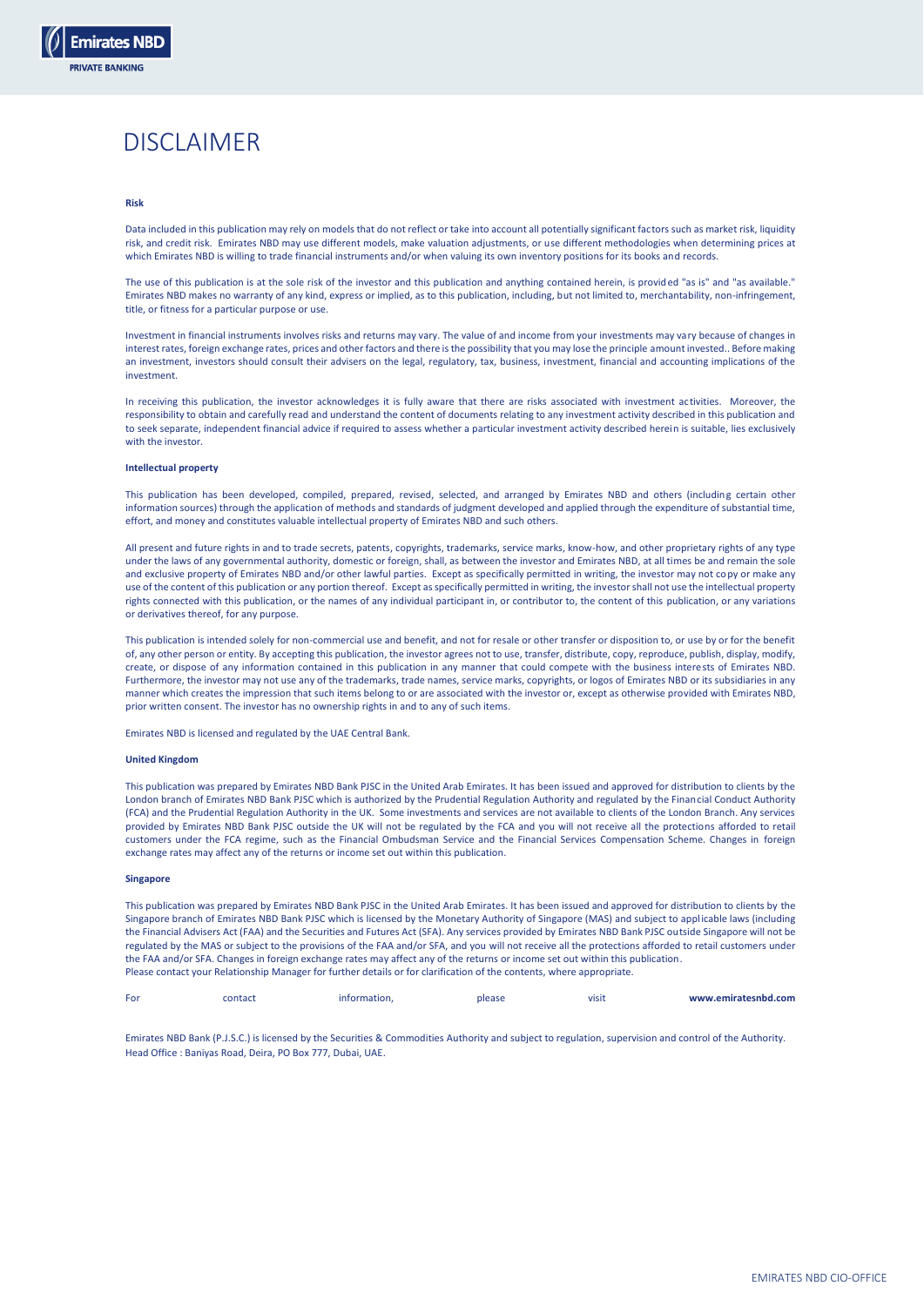# DISCLAIMER

**Risk**

Data included in this publication may rely on models that do not reflect or take into account all potentially significant factors such as market risk, liquidity risk, and credit risk. Emirates NBD may use different models, make valuation adjustments, or use different methodologies when determining prices at which Emirates NBD is willing to trade financial instruments and/or when valuing its own inventory positions for its books and records.

The use of this publication is at the sole risk of the investor and this publication and anything contained herein, is provided "as is" and "as available." Emirates NBD makes no warranty of any kind, express or implied, as to this publication, including, but not limited to, merchantability, non-infringement, title, or fitness for a particular purpose or use.

Investment in financial instruments involves risks and returns may vary. The value of and income from your investments may vary because of changes in interest rates, foreign exchange rates, prices and other factors and there is the possibility that you may lose the principle amount invested.. Before making an investment, investors should consult their advisers on the legal, regulatory, tax, business, investment, financial and accounting implications of the investment.

In receiving this publication, the investor acknowledges it is fully aware that there are risks associated with investment activities. Moreover, the responsibility to obtain and carefully read and understand the content of documents relating to any investment activity described in this publication and to seek separate, independent financial advice if required to assess whether a particular investment activity described herein is suitable, lies exclusively with the investor.

**Intellectual property**

This publication has been developed, compiled, prepared, revised, selected, and arranged by Emirates NBD and others (including certain other information sources) through the application of methods and standards of judgment developed and applied through the expenditure of substantial time, effort, and money and constitutes valuable intellectual property of Emirates NBD and such others.

All present and future rights in and to trade secrets, patents, copyrights, trademarks, service marks, know-how, and other proprietary rights of any type under the laws of any governmental authority, domestic or foreign, shall, as between the investor and Emirates NBD, at all times be and remain the sole and exclusive property of Emirates NBD and/or other lawful parties. Except as specifically permitted in writing, the investor may not copy or make any use of the content of this publication or any portion thereof. Except as specifically permitted in writing, the investor shall not use the intellectual property rights connected with this publication, or the names of any individual participant in, or contributor to, the content of this publication, or any variations or derivatives thereof, for any purpose.

This publication is intended solely for non-commercial use and benefit, and not for resale or other transfer or disposition to, or use by or for the benefit of, any other person or entity. By accepting this publication, the investor agrees not to use, transfer, distribute, copy, reproduce, publish, display, modify, create, or dispose of any information contained in this publication in any manner that could compete with the business interests of Emirates NBD. Furthermore, the investor may not use any of the trademarks, trade names, service marks, copyrights, or logos of Emirates NBD or its subsidiaries in any manner which creates the impression that such items belong to or are associated with the investor or, except as otherwise provided with Emirates NBD, prior written consent. The investor has no ownership rights in and to any of such items.

Emirates NBD is licensed and regulated by the UAE Central Bank.

**United Kingdom**

This publication was prepared by Emirates NBD Bank PJSC in the United Arab Emirates. It has been issued and approved for distribution to clients by the London branch of Emirates NBD Bank PJSC which is authorized by the Prudential Regulation Authority and regulated by the Financial Conduct Authority (FCA) and the Prudential Regulation Authority in the UK. Some investments and services are not available to clients of the London Branch. Any services provided by Emirates NBD Bank PJSC outside the UK will not be regulated by the FCA and you will not receive all the protections afforded to retail customers under the FCA regime, such as the Financial Ombudsman Service and the Financial Services Compensation Scheme. Changes in foreign exchange rates may affect any of the returns or income set out within this publication.

**Singapore**

This publication was prepared by Emirates NBD Bank PJSC in the United Arab Emirates. It has been issued and approved for distribution to clients by the Singapore branch of Emirates NBD Bank PJSC which is licensed by the Monetary Authority of Singapore (MAS) and subject to applicable laws (including the Financial Advisers Act (FAA) and the Securities and Futures Act (SFA). Any services provided by Emirates NBD Bank PJSC outside Singapore will not be regulated by the MAS or subject to the provisions of the FAA and/or SFA, and you will not receive all the protections afforded to retail customers under the FAA and/or SFA. Changes in foreign exchange rates may affect any of the returns or income set out within this publication.
Please contact your Relationship Manager for further details or for clarification of the contents, where appropriate.

For contact information, please visit **www.emiratesnbd.com**

Emirates NBD Bank (P.J.S.C.) is licensed by the Securities & Commodities Authority and subject to regulation, supervision and control of the Authority.
Head Office : Baniyas Road, Deira, PO Box 777, Dubai, UAE.